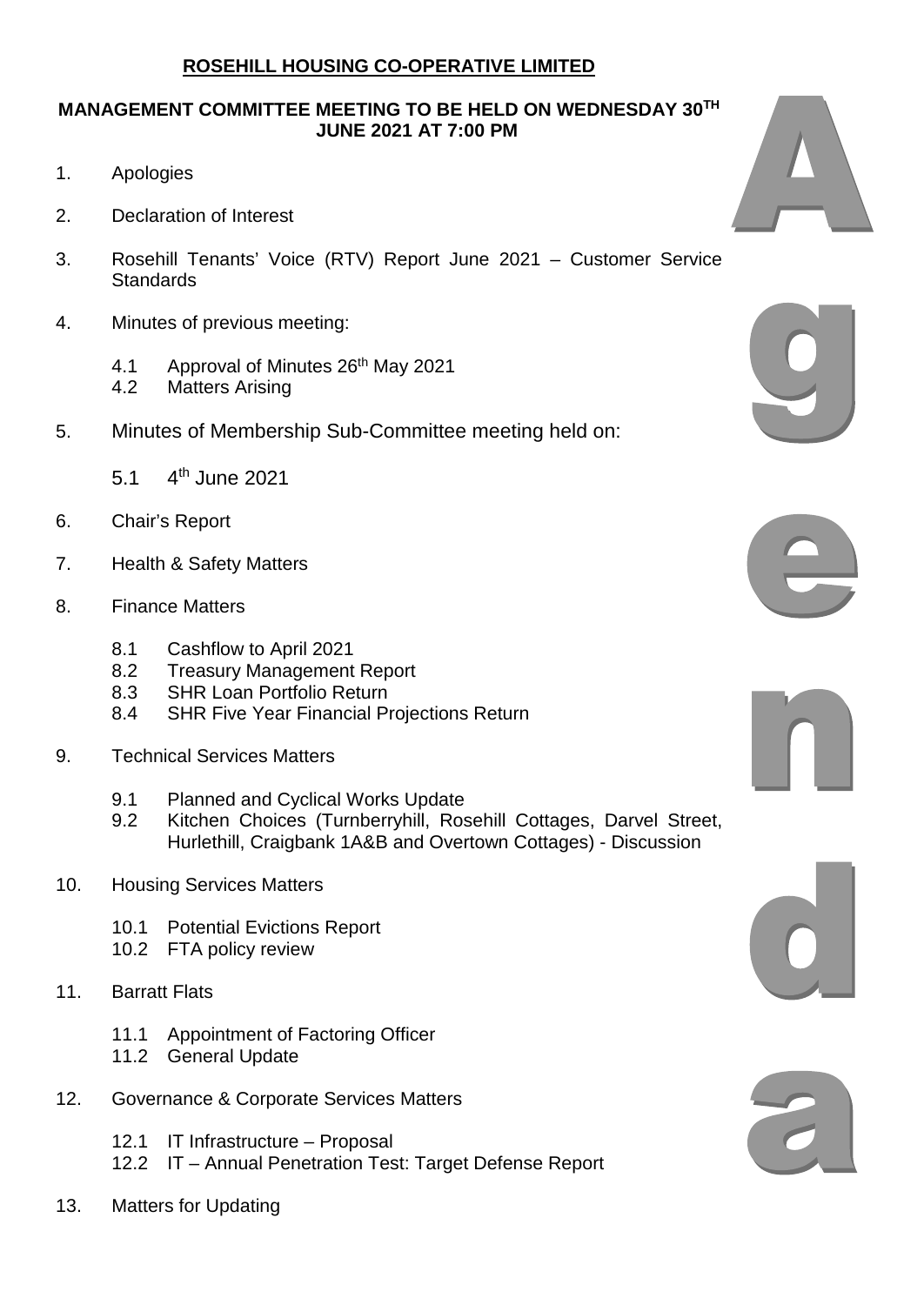# ROSEHILL HOUSING CO-OPERATIVE LIMITED

## MANAGEMENT COMMITTEE MEETING TO BE HELD ON WEDNESDAY 30TH JUNE 2021 AT 7:00 PM

1. Apologies

2. Declaration of Interest

3. Rosehill Tenants' Voice (RTV) Report June 2021 – Customer Service Standards

4. Minutes of previous meeting:

   4.1 Approval of Minutes 26th May 2021
   4.2 Matters Arising

5. Minutes of Membership Sub-Committee meeting held on:

   5.1 4th June 2021

6. Chair's Report

7. Health & Safety Matters

8. Finance Matters

   8.1 Cashflow to April 2021
   8.2 Treasury Management Report
   8.3 SHR Loan Portfolio Return
   8.4 SHR Five Year Financial Projections Return

9. Technical Services Matters

   9.1 Planned and Cyclical Works Update
   9.2 Kitchen Choices (Turnberryhill, Rosehill Cottages, Darvel Street, Hurlethill, Craigbank 1A&B and Overtown Cottages) - Discussion

10. Housing Services Matters

    10.1 Potential Evictions Report
    10.2 FTA policy review

11. Barratt Flats

    11.1 Appointment of Factoring Officer
    11.2 General Update

12. Governance & Corporate Services Matters

    12.1 IT Infrastructure – Proposal
    12.2 IT – Annual Penetration Test: Target Defense Report

13. Matters for Updating

Agenda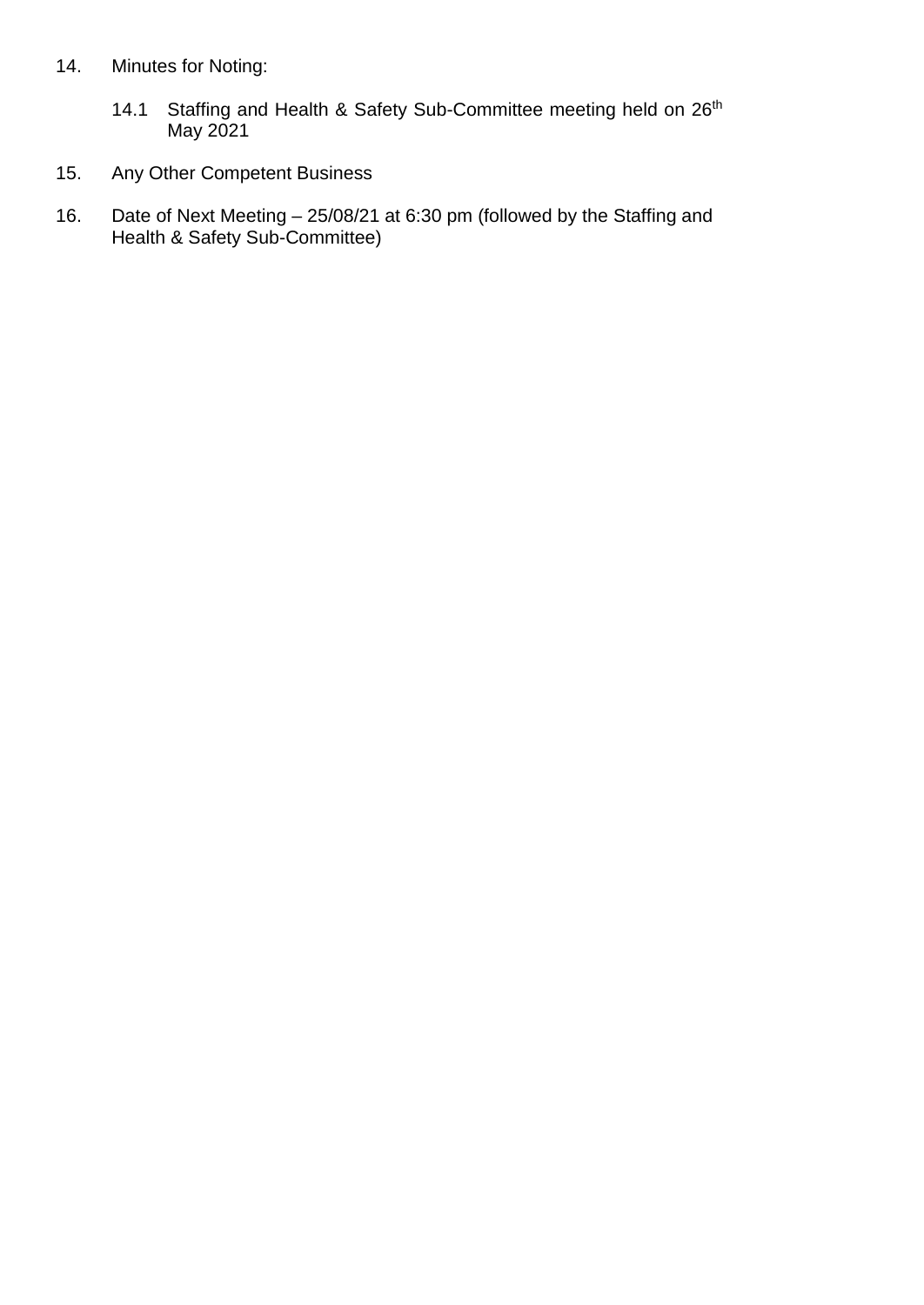14. Minutes for Noting:

    14.1 Staffing and Health & Safety Sub-Committee meeting held on 26th May 2021

15. Any Other Competent Business

16. Date of Next Meeting – 25/08/21 at 6:30 pm (followed by the Staffing and Health & Safety Sub-Committee)